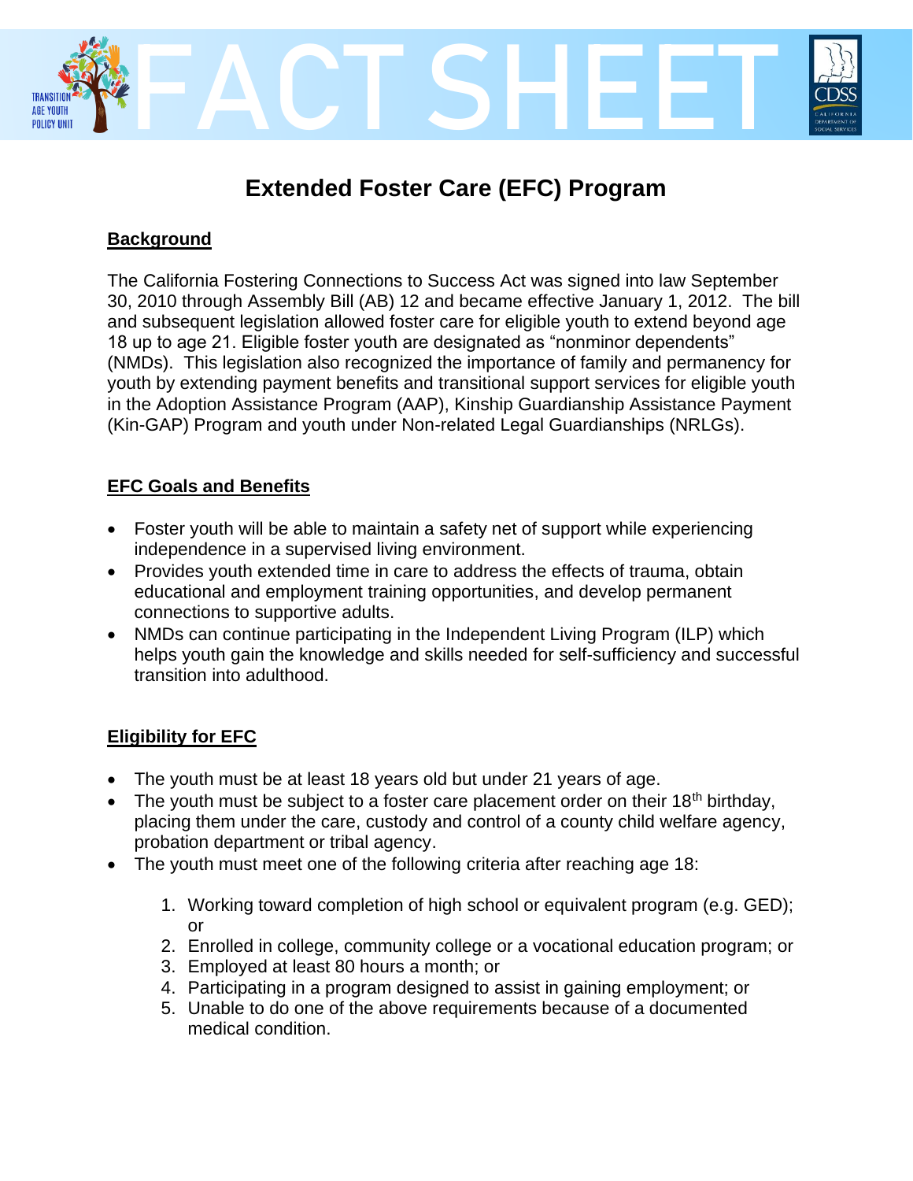# FACT SHEET

TRANSITION AGE YOUTH POLICY UNIT

CDSS CALIFORNIA DEPARTMENT OF SOCIAL SERVICES

## Extended Foster Care (EFC) Program

### Background

The California Fostering Connections to Success Act was signed into law September 30, 2010 through Assembly Bill (AB) 12 and became effective January 1, 2012. The bill and subsequent legislation allowed foster care for eligible youth to extend beyond age 18 up to age 21. Eligible foster youth are designated as "nonminor dependents" (NMDs). This legislation also recognized the importance of family and permanency for youth by extending payment benefits and transitional support services for eligible youth in the Adoption Assistance Program (AAP), Kinship Guardianship Assistance Payment (Kin-GAP) Program and youth under Non-related Legal Guardianships (NRLGs).

### EFC Goals and Benefits

- Foster youth will be able to maintain a safety net of support while experiencing independence in a supervised living environment.
- Provides youth extended time in care to address the effects of trauma, obtain educational and employment training opportunities, and develop permanent connections to supportive adults.
- NMDs can continue participating in the Independent Living Program (ILP) which helps youth gain the knowledge and skills needed for self-sufficiency and successful transition into adulthood.

### Eligibility for EFC

- The youth must be at least 18 years old but under 21 years of age.
- The youth must be subject to a foster care placement order on their 18th birthday, placing them under the care, custody and control of a county child welfare agency, probation department or tribal agency.
- The youth must meet one of the following criteria after reaching age 18:

    1. Working toward completion of high school or equivalent program (e.g. GED); or
    2. Enrolled in college, community college or a vocational education program; or
    3. Employed at least 80 hours a month; or
    4. Participating in a program designed to assist in gaining employment; or
    5. Unable to do one of the above requirements because of a documented medical condition.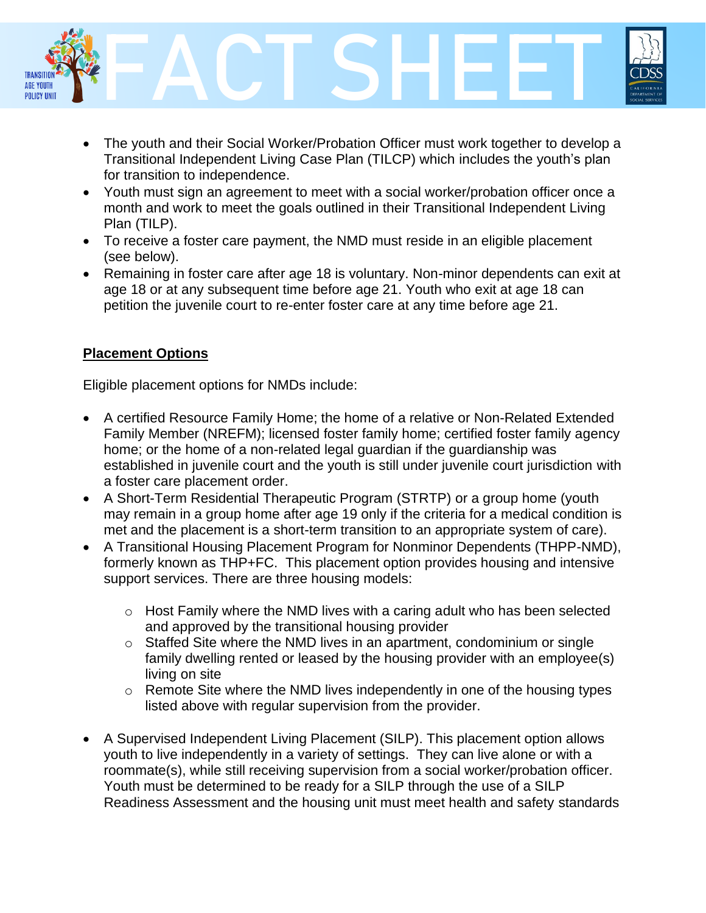- The youth and their Social Worker/Probation Officer must work together to develop a Transitional Independent Living Case Plan (TILCP) which includes the youth's plan for transition to independence.
- Youth must sign an agreement to meet with a social worker/probation officer once a month and work to meet the goals outlined in their Transitional Independent Living Plan (TILP).
- To receive a foster care payment, the NMD must reside in an eligible placement (see below).
- Remaining in foster care after age 18 is voluntary. Non-minor dependents can exit at age 18 or at any subsequent time before age 21. Youth who exit at age 18 can petition the juvenile court to re-enter foster care at any time before age 21.

**Placement Options**

Eligible placement options for NMDs include:

- A certified Resource Family Home; the home of a relative or Non-Related Extended Family Member (NREFM); licensed foster family home; certified foster family agency home; or the home of a non-related legal guardian if the guardianship was established in juvenile court and the youth is still under juvenile court jurisdiction with a foster care placement order.
- A Short-Term Residential Therapeutic Program (STRTP) or a group home (youth may remain in a group home after age 19 only if the criteria for a medical condition is met and the placement is a short-term transition to an appropriate system of care).
- A Transitional Housing Placement Program for Nonminor Dependents (THPP-NMD), formerly known as THP+FC. This placement option provides housing and intensive support services. There are three housing models:
    - Host Family where the NMD lives with a caring adult who has been selected and approved by the transitional housing provider
    - Staffed Site where the NMD lives in an apartment, condominium or single family dwelling rented or leased by the housing provider with an employee(s) living on site
    - Remote Site where the NMD lives independently in one of the housing types listed above with regular supervision from the provider.
- A Supervised Independent Living Placement (SILP). This placement option allows youth to live independently in a variety of settings. They can live alone or with a roommate(s), while still receiving supervision from a social worker/probation officer. Youth must be determined to be ready for a SILP through the use of a SILP Readiness Assessment and the housing unit must meet health and safety standards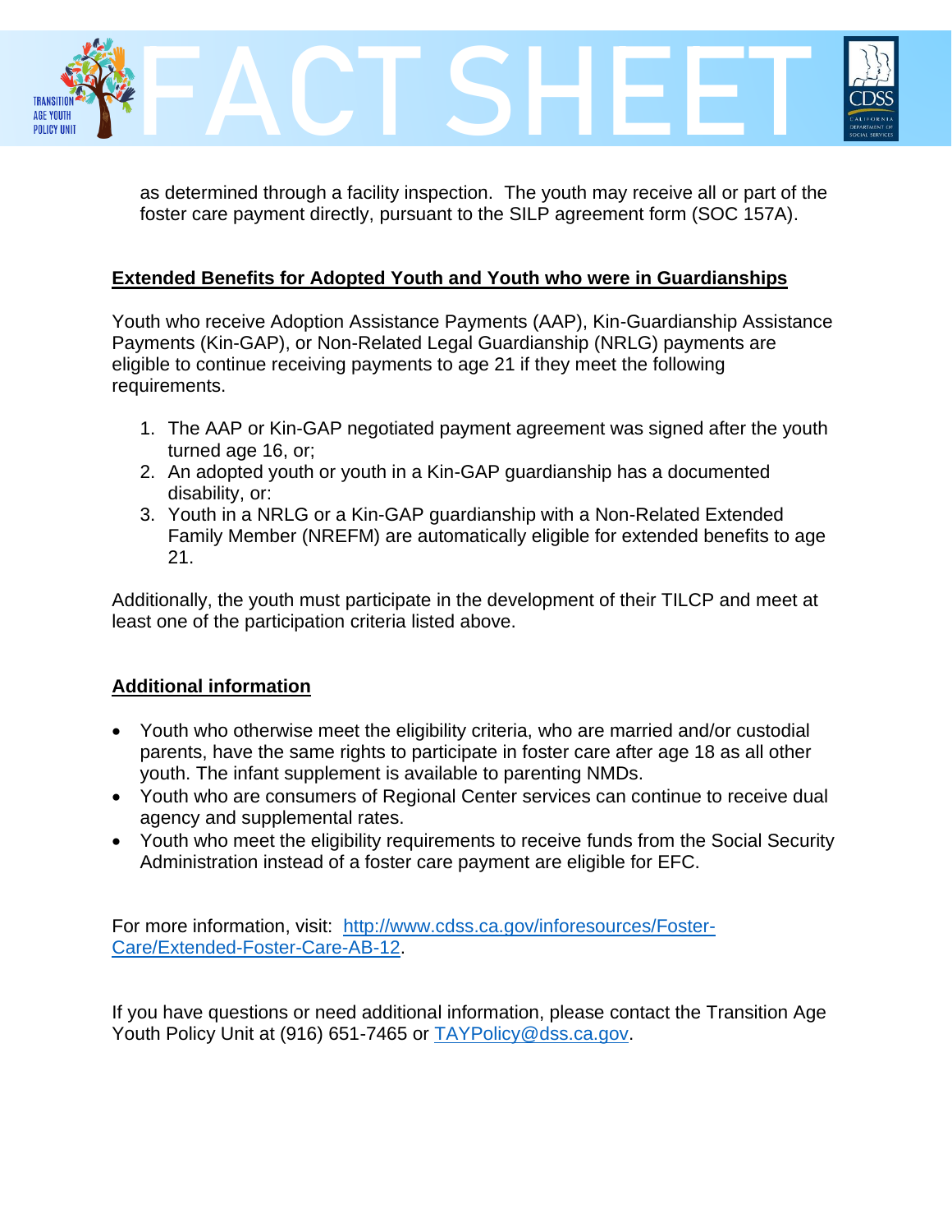as determined through a facility inspection. The youth may receive all or part of the foster care payment directly, pursuant to the SILP agreement form (SOC 157A).

## Extended Benefits for Adopted Youth and Youth who were in Guardianships

Youth who receive Adoption Assistance Payments (AAP), Kin-Guardianship Assistance Payments (Kin-GAP), or Non-Related Legal Guardianship (NRLG) payments are eligible to continue receiving payments to age 21 if they meet the following requirements.

1. The AAP or Kin-GAP negotiated payment agreement was signed after the youth turned age 16, or;
2. An adopted youth or youth in a Kin-GAP guardianship has a documented disability, or:
3. Youth in a NRLG or a Kin-GAP guardianship with a Non-Related Extended Family Member (NREFM) are automatically eligible for extended benefits to age 21.

Additionally, the youth must participate in the development of their TILCP and meet at least one of the participation criteria listed above.

## Additional information

- Youth who otherwise meet the eligibility criteria, who are married and/or custodial parents, have the same rights to participate in foster care after age 18 as all other youth. The infant supplement is available to parenting NMDs.
- Youth who are consumers of Regional Center services can continue to receive dual agency and supplemental rates.
- Youth who meet the eligibility requirements to receive funds from the Social Security Administration instead of a foster care payment are eligible for EFC.

For more information, visit: [http://www.cdss.ca.gov/inforesources/Foster-Care/Extended-Foster-Care-AB-12](http://www.cdss.ca.gov/inforesources/Foster-Care/Extended-Foster-Care-AB-12).

If you have questions or need additional information, please contact the Transition Age Youth Policy Unit at (916) 651-7465 or [TAYPolicy@dss.ca.gov](mailto:TAYPolicy@dss.ca.gov).